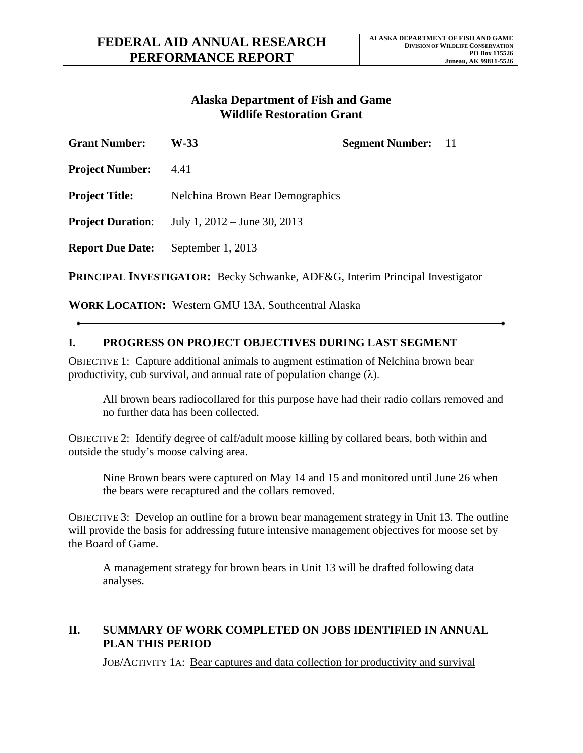# FEDERAL AID ANNUAL RESEARCH PERFORMANCE REPORT

**ALASKA DEPARTMENT OF FISH AND GAME**
**DIVISION OF WILDLIFE CONSERVATION**
**PO Box 115526**
**Juneau, AK 99811-5526**

## Alaska Department of Fish and Game
## Wildlife Restoration Grant

**Grant Number:** W-33 **Segment Number:** 11

**Project Number:** 4.41

**Project Title:** Nelchina Brown Bear Demographics

**Project Duration:** July 1, 2012 – June 30, 2013

**Report Due Date:** September 1, 2013

**PRINCIPAL INVESTIGATOR:** Becky Schwanke, ADF&G, Interim Principal Investigator

**WORK LOCATION:** Western GMU 13A, Southcentral Alaska

---

## I. PROGRESS ON PROJECT OBJECTIVES DURING LAST SEGMENT

OBJECTIVE 1: Capture additional animals to augment estimation of Nelchina brown bear productivity, cub survival, and annual rate of population change ($\lambda$).

All brown bears radiocollared for this purpose have had their radio collars removed and no further data has been collected.

OBJECTIVE 2: Identify degree of calf/adult moose killing by collared bears, both within and outside the study's moose calving area.

Nine Brown bears were captured on May 14 and 15 and monitored until June 26 when the bears were recaptured and the collars removed.

OBJECTIVE 3: Develop an outline for a brown bear management strategy in Unit 13. The outline will provide the basis for addressing future intensive management objectives for moose set by the Board of Game.

A management strategy for brown bears in Unit 13 will be drafted following data analyses.

## II. SUMMARY OF WORK COMPLETED ON JOBS IDENTIFIED IN ANNUAL PLAN THIS PERIOD

JOB/ACTIVITY 1A: Bear captures and data collection for productivity and survival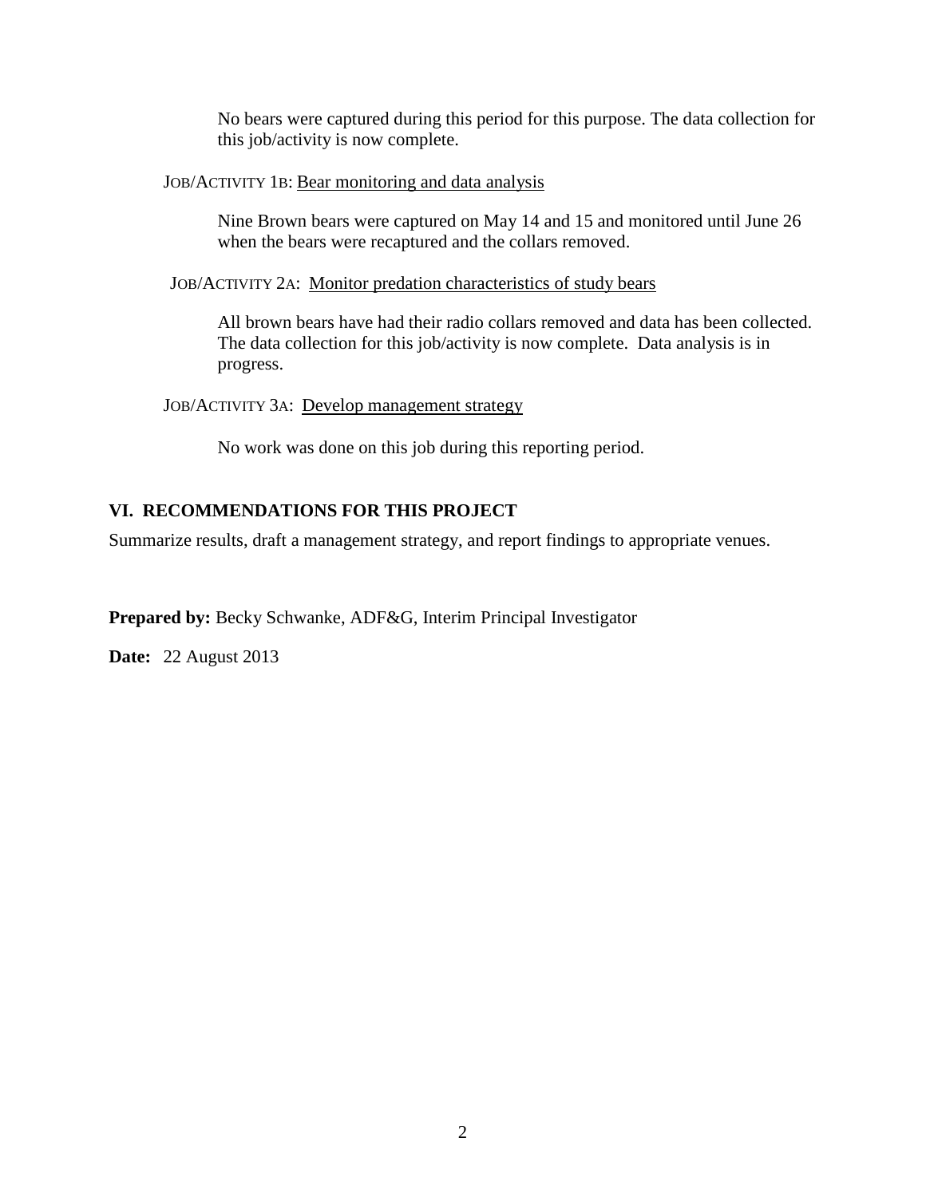No bears were captured during this period for this purpose. The data collection for this job/activity is now complete.

JOB/ACTIVITY 1B: Bear monitoring and data analysis

Nine Brown bears were captured on May 14 and 15 and monitored until June 26 when the bears were recaptured and the collars removed.

JOB/ACTIVITY 2A: Monitor predation characteristics of study bears

All brown bears have had their radio collars removed and data has been collected. The data collection for this job/activity is now complete. Data analysis is in progress.

JOB/ACTIVITY 3A: Develop management strategy

No work was done on this job during this reporting period.

## VI. RECOMMENDATIONS FOR THIS PROJECT

Summarize results, draft a management strategy, and report findings to appropriate venues.

**Prepared by:** Becky Schwanke, ADF&G, Interim Principal Investigator

**Date:** 22 August 2013